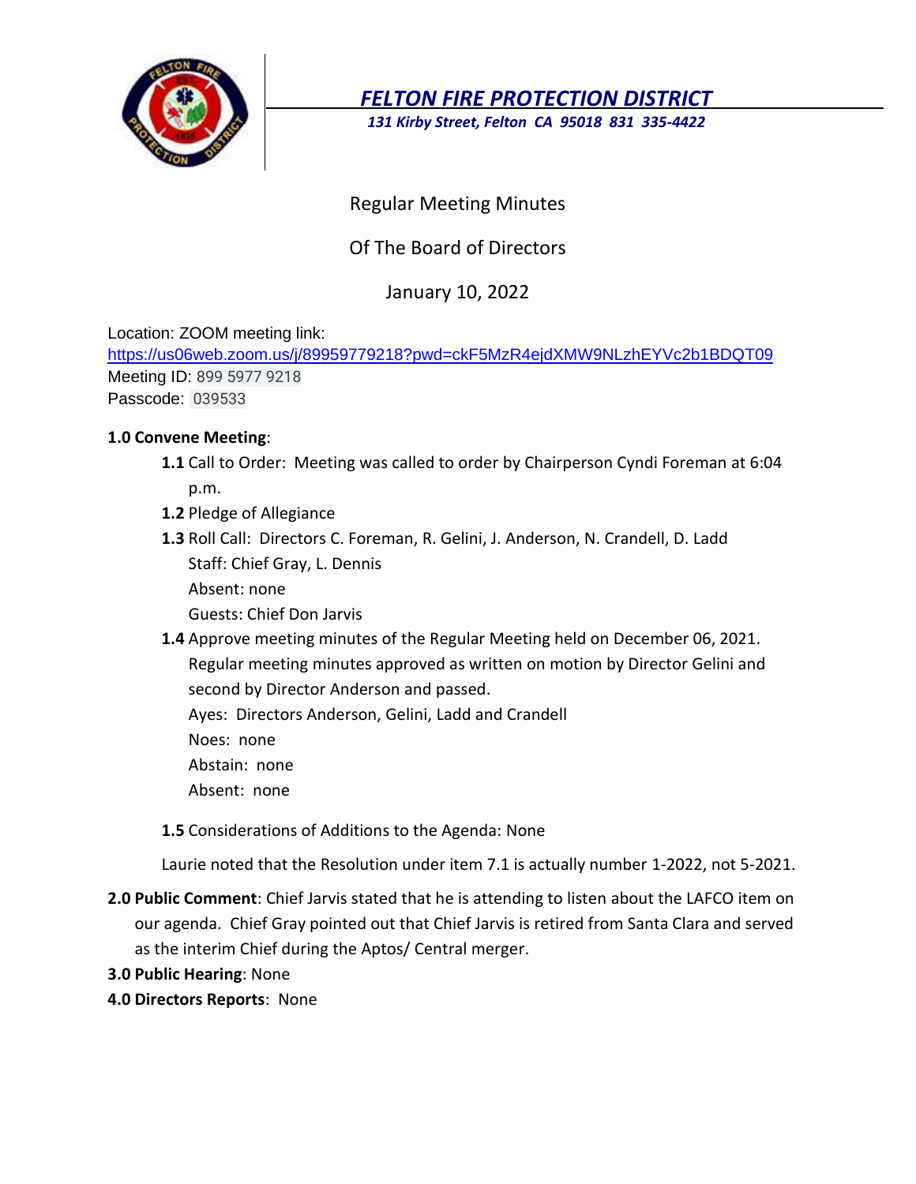# *FELTON FIRE PROTECTION DISTRICT*

*131 Kirby Street, Felton CA 95018 831 335-4422*

Regular Meeting Minutes

Of The Board of Directors

January 10, 2022

Location: ZOOM meeting link:
https://us06web.zoom.us/j/89959779218?pwd=ckF5MzR4ejdXMW9NLzhEYVc2b1BDQT09
Meeting ID: 899 5977 9218
Passcode: 039533

**1.0 Convene Meeting**:

- **1.1** Call to Order: Meeting was called to order by Chairperson Cyndi Foreman at 6:04 p.m.
- **1.2** Pledge of Allegiance
- **1.3** Roll Call: Directors C. Foreman, R. Gelini, J. Anderson, N. Crandell, D. Ladd
  Staff: Chief Gray, L. Dennis
  Absent: none
  Guests: Chief Don Jarvis
- **1.4** Approve meeting minutes of the Regular Meeting held on December 06, 2021. Regular meeting minutes approved as written on motion by Director Gelini and second by Director Anderson and passed.
  Ayes: Directors Anderson, Gelini, Ladd and Crandell
  Noes: none
  Abstain: none
  Absent: none
- **1.5** Considerations of Additions to the Agenda: None

Laurie noted that the Resolution under item 7.1 is actually number 1-2022, not 5-2021.

**2.0 Public Comment**: Chief Jarvis stated that he is attending to listen about the LAFCO item on our agenda. Chief Gray pointed out that Chief Jarvis is retired from Santa Clara and served as the interim Chief during the Aptos/ Central merger.

**3.0 Public Hearing**: None

**4.0 Directors Reports**: None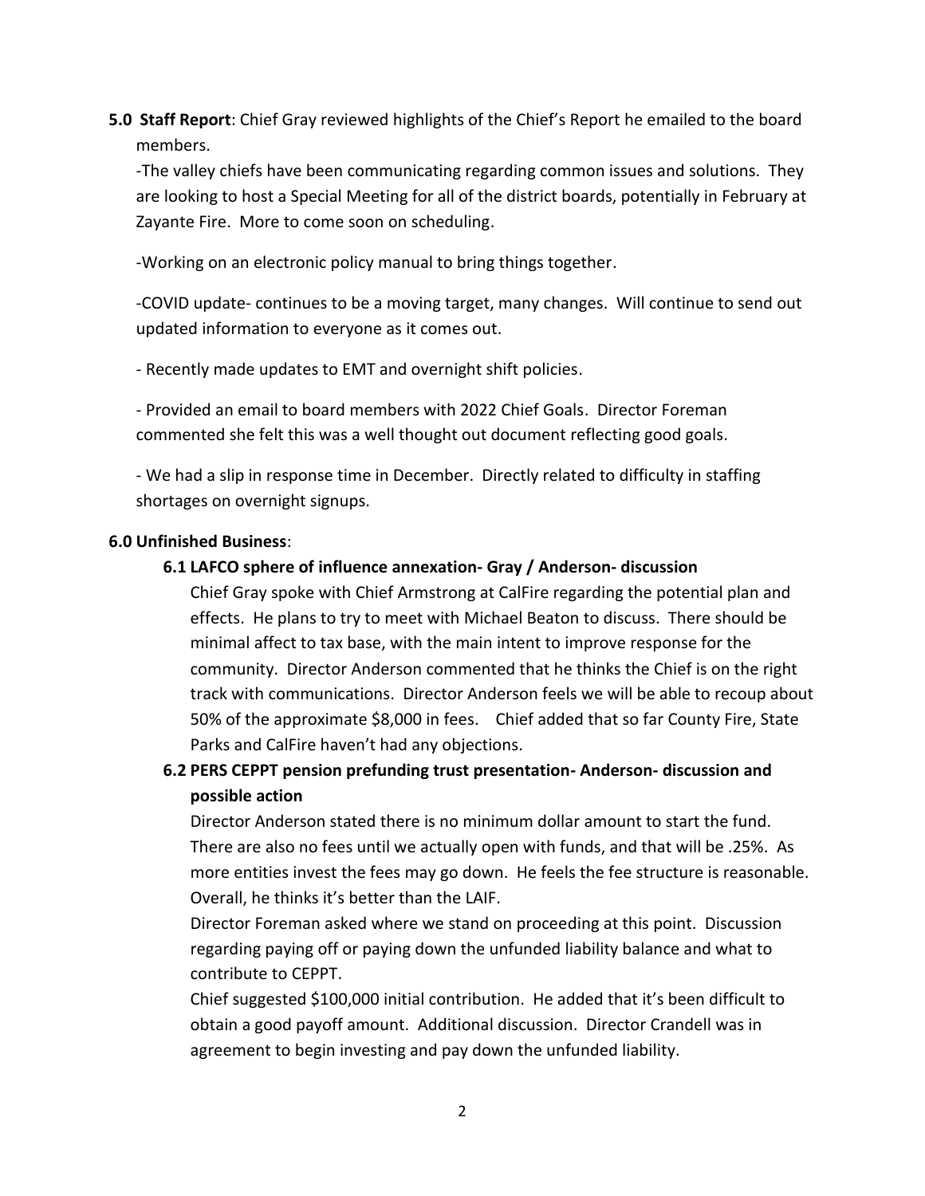**5.0 Staff Report**: Chief Gray reviewed highlights of the Chief's Report he emailed to the board members.

-The valley chiefs have been communicating regarding common issues and solutions. They are looking to host a Special Meeting for all of the district boards, potentially in February at Zayante Fire. More to come soon on scheduling.

-Working on an electronic policy manual to bring things together.

-COVID update- continues to be a moving target, many changes. Will continue to send out updated information to everyone as it comes out.

- Recently made updates to EMT and overnight shift policies.

- Provided an email to board members with 2022 Chief Goals. Director Foreman commented she felt this was a well thought out document reflecting good goals.

- We had a slip in response time in December. Directly related to difficulty in staffing shortages on overnight signups.

**6.0 Unfinished Business**:

**6.1 LAFCO sphere of influence annexation- Gray / Anderson- discussion**

Chief Gray spoke with Chief Armstrong at CalFire regarding the potential plan and effects. He plans to try to meet with Michael Beaton to discuss. There should be minimal affect to tax base, with the main intent to improve response for the community. Director Anderson commented that he thinks the Chief is on the right track with communications. Director Anderson feels we will be able to recoup about 50% of the approximate $8,000 in fees. Chief added that so far County Fire, State Parks and CalFire haven't had any objections.

**6.2 PERS CEPPT pension prefunding trust presentation- Anderson- discussion and possible action**

Director Anderson stated there is no minimum dollar amount to start the fund. There are also no fees until we actually open with funds, and that will be .25%. As more entities invest the fees may go down. He feels the fee structure is reasonable. Overall, he thinks it's better than the LAIF.

Director Foreman asked where we stand on proceeding at this point. Discussion regarding paying off or paying down the unfunded liability balance and what to contribute to CEPPT.

Chief suggested $100,000 initial contribution. He added that it's been difficult to obtain a good payoff amount. Additional discussion. Director Crandell was in agreement to begin investing and pay down the unfunded liability.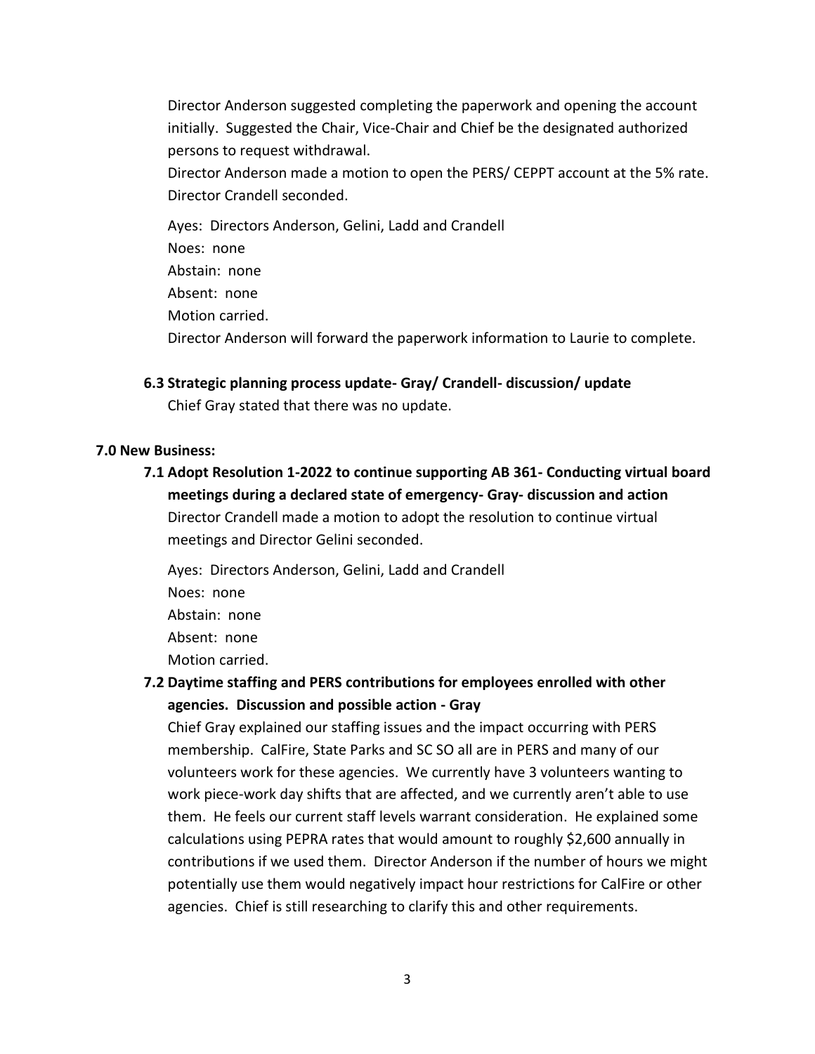Director Anderson suggested completing the paperwork and opening the account initially. Suggested the Chair, Vice-Chair and Chief be the designated authorized persons to request withdrawal.

Director Anderson made a motion to open the PERS/ CEPPT account at the 5% rate. Director Crandell seconded.

Ayes: Directors Anderson, Gelini, Ladd and Crandell
Noes: none
Abstain: none
Absent: none
Motion carried.
Director Anderson will forward the paperwork information to Laurie to complete.

**6.3 Strategic planning process update- Gray/ Crandell- discussion/ update**

Chief Gray stated that there was no update.

**7.0 New Business:**

**7.1 Adopt Resolution 1-2022 to continue supporting AB 361- Conducting virtual board meetings during a declared state of emergency- Gray- discussion and action**

Director Crandell made a motion to adopt the resolution to continue virtual meetings and Director Gelini seconded.

Ayes: Directors Anderson, Gelini, Ladd and Crandell
Noes: none
Abstain: none
Absent: none
Motion carried.

**7.2 Daytime staffing and PERS contributions for employees enrolled with other agencies. Discussion and possible action - Gray**

Chief Gray explained our staffing issues and the impact occurring with PERS membership. CalFire, State Parks and SC SO all are in PERS and many of our volunteers work for these agencies. We currently have 3 volunteers wanting to work piece-work day shifts that are affected, and we currently aren't able to use them. He feels our current staff levels warrant consideration. He explained some calculations using PEPRA rates that would amount to roughly $2,600 annually in contributions if we used them. Director Anderson if the number of hours we might potentially use them would negatively impact hour restrictions for CalFire or other agencies. Chief is still researching to clarify this and other requirements.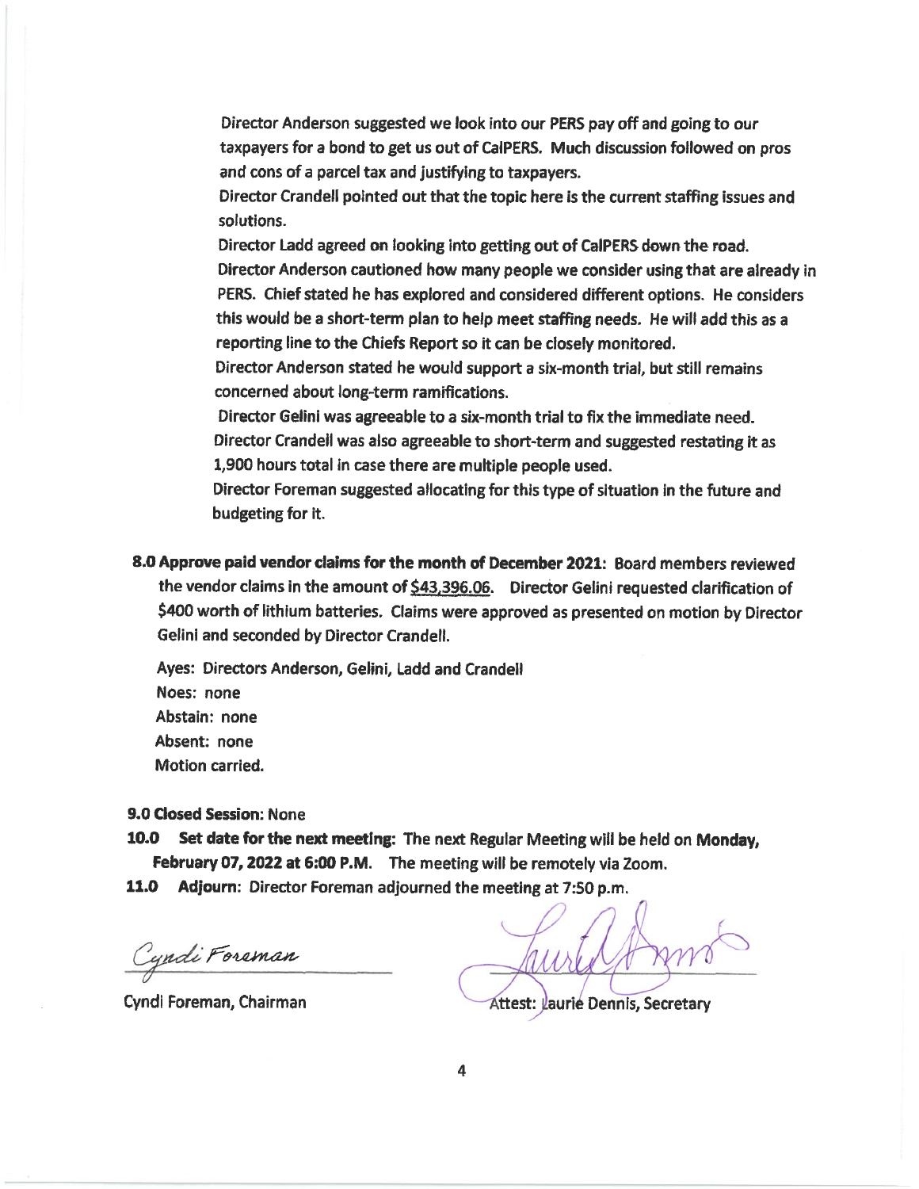Director Anderson suggested we look into our PERS pay off and going to our taxpayers for a bond to get us out of CalPERS. Much discussion followed on pros and cons of a parcel tax and justifying to taxpayers.

Director Crandell pointed out that the topic here is the current staffing issues and solutions.

Director Ladd agreed on looking into getting out of CalPERS down the road.

Director Anderson cautioned how many people we consider using that are already in PERS. Chief stated he has explored and considered different options. He considers this would be a short-term plan to help meet staffing needs. He will add this as a reporting line to the Chiefs Report so it can be closely monitored.

Director Anderson stated he would support a six-month trial, but still remains concerned about long-term ramifications.

Director Gelini was agreeable to a six-month trial to fix the immediate need.

Director Crandell was also agreeable to short-term and suggested restating it as 1,900 hours total in case there are multiple people used.

Director Foreman suggested allocating for this type of situation in the future and budgeting for it.

**8.0 Approve paid vendor claims for the month of December 2021:** Board members reviewed the vendor claims in the amount of $43,396.06. Director Gelini requested clarification of $400 worth of lithium batteries. Claims were approved as presented on motion by Director Gelini and seconded by Director Crandell.

Ayes: Directors Anderson, Gelini, Ladd and Crandell
Noes: none
Abstain: none
Absent: none
Motion carried.

**9.0 Closed Session:** None

**10.0 Set date for the next meeting:** The next Regular Meeting will be held on **Monday, February 07, 2022 at 6:00 P.M.** The meeting will be remotely via Zoom.

**11.0 Adjourn:** Director Foreman adjourned the meeting at 7:50 p.m.

Cyndi Foreman

Cyndi Foreman, Chairman

Attest: Laurie Dennis, Secretary